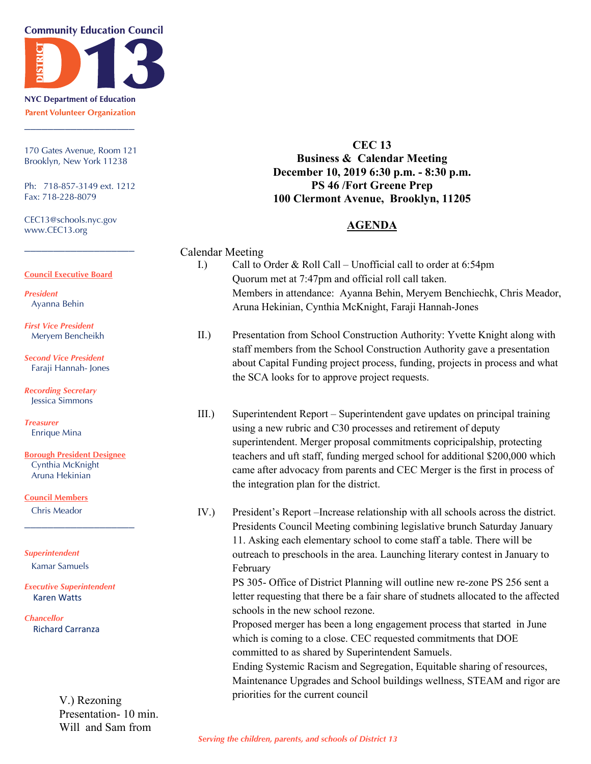Community Education Council

DISTRICT D13

NYC Department of Education

Parent Volunteer Organization

170 Gates Avenue, Room 121
Brooklyn, New York 11238

Ph: 718-857-3149 ext. 1212
Fax: 718-228-8079

CEC13@schools.nyc.gov
www.CEC13.org

**Council Executive Board**

*President*
Ayanna Behin

*First Vice President*
Meryem Bencheikh

*Second Vice President*
Faraji Hannah- Jones

*Recording Secretary*
Jessica Simmons

*Treasurer*
Enrique Mina

**Borough President Designee**
Cynthia McKnight
Aruna Hekinian

**Council Members**
Chris Meador

*Superintendent*
Kamar Samuels

*Executive Superintendent*
Karen Watts

*Chancellor*
Richard Carranza

**CEC 13**
**Business & Calendar Meeting**
**December 10, 2019 6:30 p.m. - 8:30 p.m.**
**PS 46 /Fort Greene Prep**
**100 Clermont Avenue, Brooklyn, 11205**

## AGENDA

Calendar Meeting

I.) Call to Order & Roll Call – Unofficial call to order at 6:54pm
Quorum met at 7:47pm and official roll call taken.
Members in attendance: Ayanna Behin, Meryem Benchiechk, Chris Meador, Aruna Hekinian, Cynthia McKnight, Faraji Hannah-Jones

II.) Presentation from School Construction Authority: Yvette Knight along with staff members from the School Construction Authority gave a presentation about Capital Funding project process, funding, projects in process and what the SCA looks for to approve project requests.

III.) Superintendent Report – Superintendent gave updates on principal training using a new rubric and C30 processes and retirement of deputy superintendent. Merger proposal commitments copricipalship, protecting teachers and uft staff, funding merged school for additional $200,000 which came after advocacy from parents and CEC Merger is the first in process of the integration plan for the district.

IV.) President's Report –Increase relationship with all schools across the district. Presidents Council Meeting combining legislative brunch Saturday January 11. Asking each elementary school to come staff a table. There will be outreach to preschools in the area. Launching literary contest in January to February
PS 305- Office of District Planning will outline new re-zone PS 256 sent a letter requesting that there be a fair share of studnets allocated to the affected schools in the new school rezone.
Proposed merger has been a long engagement process that started in June which is coming to a close. CEC requested commitments that DOE committed to as shared by Superintendent Samuels.
Ending Systemic Racism and Segregation, Equitable sharing of resources, Maintenance Upgrades and School buildings wellness, STEAM and rigor are priorities for the current council

V.) Rezoning Presentation- 10 min. Will and Sam from

*Serving the children, parents, and schools of District 13*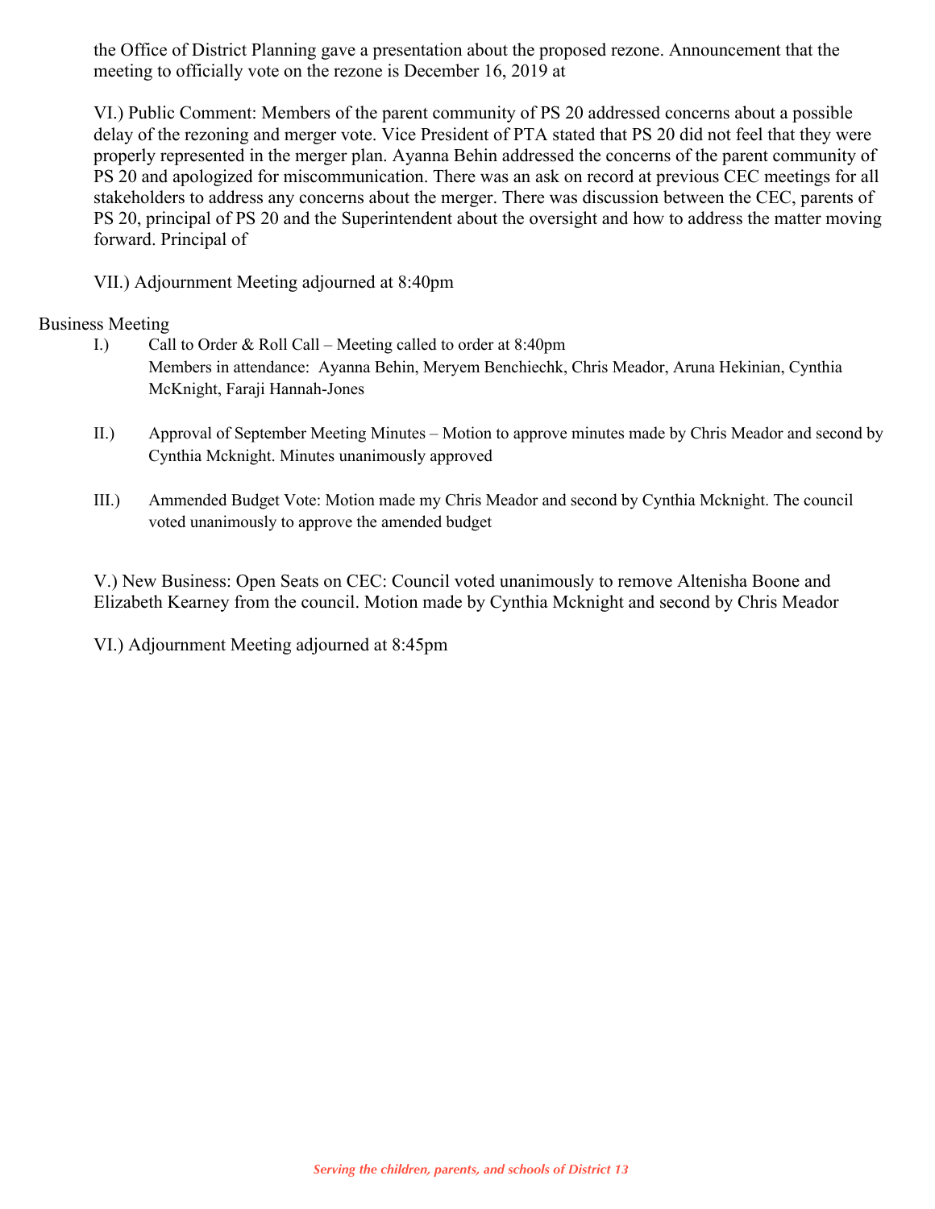the Office of District Planning gave a presentation about the proposed rezone. Announcement that the meeting to officially vote on the rezone is December 16, 2019 at

VI.) Public Comment: Members of the parent community of PS 20 addressed concerns about a possible delay of the rezoning and merger vote. Vice President of PTA stated that PS 20 did not feel that they were properly represented in the merger plan. Ayanna Behin addressed the concerns of the parent community of PS 20 and apologized for miscommunication. There was an ask on record at previous CEC meetings for all stakeholders to address any concerns about the merger. There was discussion between the CEC, parents of PS 20, principal of PS 20 and the Superintendent about the oversight and how to address the matter moving forward. Principal of

VII.) Adjournment Meeting adjourned at 8:40pm

Business Meeting

I.) Call to Order & Roll Call – Meeting called to order at 8:40pm
Members in attendance: Ayanna Behin, Meryem Benchiechk, Chris Meador, Aruna Hekinian, Cynthia McKnight, Faraji Hannah-Jones

II.) Approval of September Meeting Minutes – Motion to approve minutes made by Chris Meador and second by Cynthia Mcknight. Minutes unanimously approved

III.) Ammended Budget Vote: Motion made my Chris Meador and second by Cynthia Mcknight. The council voted unanimously to approve the amended budget

V.) New Business: Open Seats on CEC: Council voted unanimously to remove Altenisha Boone and Elizabeth Kearney from the council. Motion made by Cynthia Mcknight and second by Chris Meador

VI.) Adjournment Meeting adjourned at 8:45pm